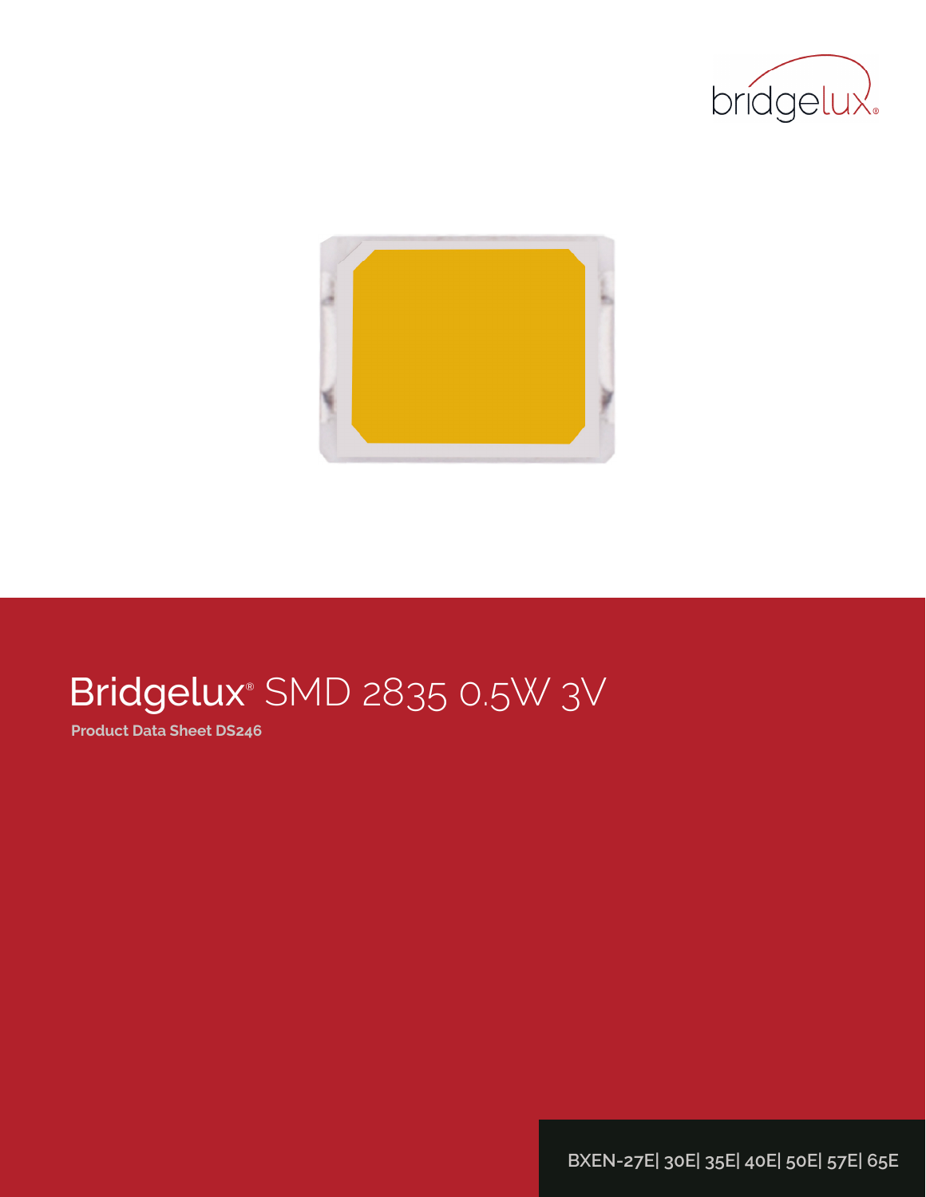# Bridgelux® SMD 2835 0.5W 3V

**Product Data Sheet DS246**

BXEN-27E| 30E| 35E| 40E| 50E| 57E| 65E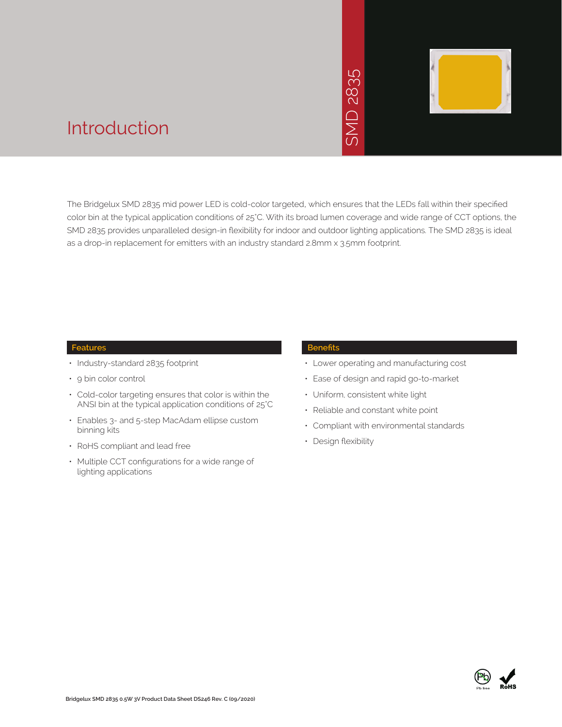# Introduction

SMD 2835

The Bridgelux SMD 2835 mid power LED is cold-color targeted, which ensures that the LEDs fall within their specified color bin at the typical application conditions of 25°C. With its broad lumen coverage and wide range of CCT options, the SMD 2835 provides unparalleled design-in flexibility for indoor and outdoor lighting applications. The SMD 2835 is ideal as a drop-in replacement for emitters with an industry standard 2.8mm x 3.5mm footprint.

## Features

- Industry-standard 2835 footprint
- 9 bin color control
- Cold-color targeting ensures that color is within the ANSI bin at the typical application conditions of 25°C
- Enables 3- and 5-step MacAdam ellipse custom binning kits
- RoHS compliant and lead free
- Multiple CCT configurations for a wide range of lighting applications

## Benefits

- Lower operating and manufacturing cost
- Ease of design and rapid go-to-market
- Uniform, consistent white light
- Reliable and constant white point
- Compliant with environmental standards
- Design flexibility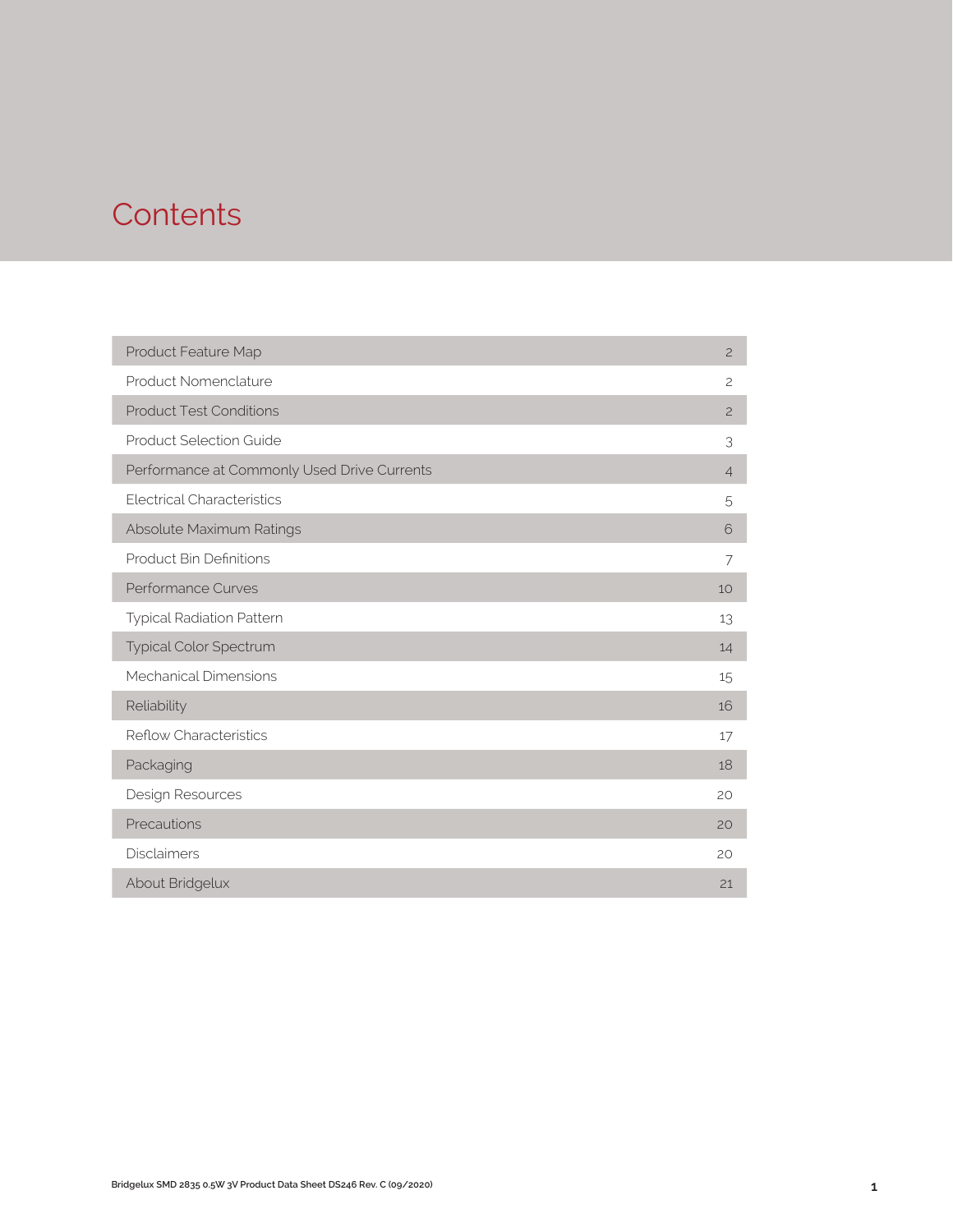# Contents

| | |
|---|---|
| Product Feature Map | 2 |
| Product Nomenclature | 2 |
| Product Test Conditions | 2 |
| Product Selection Guide | 3 |
| Performance at Commonly Used Drive Currents | 4 |
| Electrical Characteristics | 5 |
| Absolute Maximum Ratings | 6 |
| Product Bin Definitions | 7 |
| Performance Curves | 10 |
| Typical Radiation Pattern | 13 |
| Typical Color Spectrum | 14 |
| Mechanical Dimensions | 15 |
| Reliability | 16 |
| Reflow Characteristics | 17 |
| Packaging | 18 |
| Design Resources | 20 |
| Precautions | 20 |
| Disclaimers | 20 |
| About Bridgelux | 21 |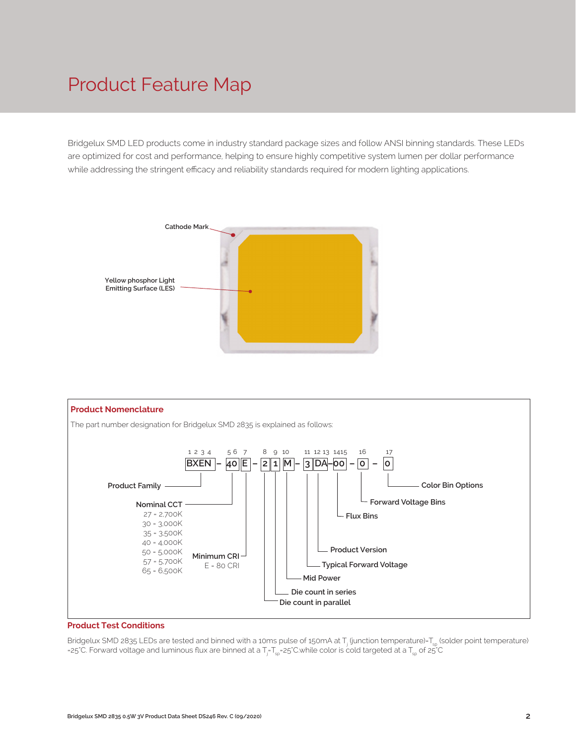# Product Feature Map

Bridgelux SMD LED products come in industry standard package sizes and follow ANSI binning standards. These LEDs are optimized for cost and performance, helping to ensure highly competitive system lumen per dollar performance while addressing the stringent efficacy and reliability standards required for modern lighting applications.

Cathode Mark

Yellow phosphor Light Emitting Surface (LES)

## Product Nomenclature

The part number designation for Bridgelux SMD 2835 is explained as follows:

BXEN – 40 E – 2 1 M – 3 DA – 00 – 0 – 0

| Position | Code | Description |
| --- | --- | --- |
| 1 2 3 4 | BXEN | Product Family |
| 5 6 | 40 | Nominal CCT |
| 7 | E | Minimum CRI |
| 8 | 2 | Die count in parallel |
| 9 | 1 | Die count in series |
| 10 | M | Mid Power |
| 11 | 3 | Typical Forward Voltage |
| 12 13 | DA | Product Version |
| 14 15 | 00 | Flux Bins |
| 16 | 0 | Forward Voltage Bins |
| 17 | 0 | Color Bin Options |

Nominal CCT
- 27 = 2,700K
- 30 = 3,000K
- 35 = 3,500K
- 40 = 4,000K
- 50 = 5,000K
- 57 = 5,700K
- 65 = 6,500K

Minimum CRI
- E = 80 CRI

## Product Test Conditions

Bridgelux SMD 2835 LEDs are tested and binned with a 10ms pulse of 150mA at $T_j$ (junction temperature)=$T_{sp}$ (solder point temperature) =25°C. Forward voltage and luminous flux are binned at a $T_j$=$T_{sp}$=25°C.while color is cold targeted at a $T_{sp}$ of 25°C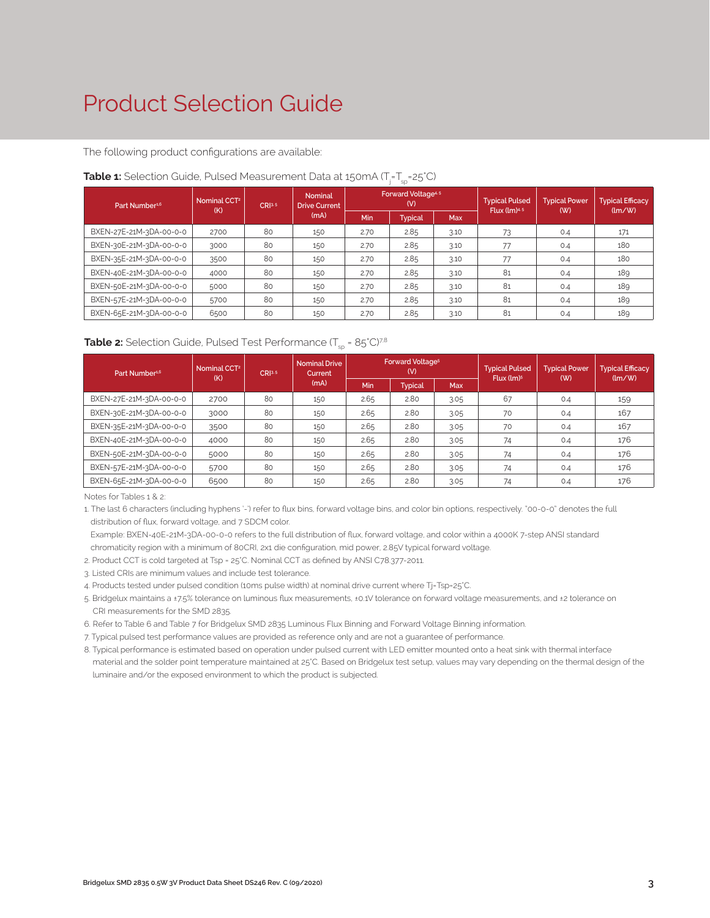# Product Selection Guide

The following product configurations are available:

**Table 1:** Selection Guide, Pulsed Measurement Data at 150mA ($T_j$=$T_{sp}$=25°C)

| Part Number[1,6] | Nominal CCT[2] (K) | CRI[3,5] | Nominal Drive Current (mA) | Forward Voltage[4,5] (V) | | | Typical Pulsed Flux (lm)[4,5] | Typical Power (W) | Typical Efficacy (lm/W) |
|---|---|---|---|---|---|---|---|---|---|
| | | | | Min | Typical | Max | | | |
| BXEN-27E-21M-3DA-00-0-0 | 2700 | 80 | 150 | 2.70 | 2.85 | 3.10 | 73 | 0.4 | 171 |
| BXEN-30E-21M-3DA-00-0-0 | 3000 | 80 | 150 | 2.70 | 2.85 | 3.10 | 77 | 0.4 | 180 |
| BXEN-35E-21M-3DA-00-0-0 | 3500 | 80 | 150 | 2.70 | 2.85 | 3.10 | 77 | 0.4 | 180 |
| BXEN-40E-21M-3DA-00-0-0 | 4000 | 80 | 150 | 2.70 | 2.85 | 3.10 | 81 | 0.4 | 189 |
| BXEN-50E-21M-3DA-00-0-0 | 5000 | 80 | 150 | 2.70 | 2.85 | 3.10 | 81 | 0.4 | 189 |
| BXEN-57E-21M-3DA-00-0-0 | 5700 | 80 | 150 | 2.70 | 2.85 | 3.10 | 81 | 0.4 | 189 |
| BXEN-65E-21M-3DA-00-0-0 | 6500 | 80 | 150 | 2.70 | 2.85 | 3.10 | 81 | 0.4 | 189 |

**Table 2:** Selection Guide, Pulsed Test Performance ($T_{sp}$ = 85°C)[7,8]

| Part Number[1,6] | Nominal CCT[2] (K) | CRI[3,5] | Nominal Drive Current (mA) | Forward Voltage[5] (V) | | | Typical Pulsed Flux (lm)[5] | Typical Power (W) | Typical Efficacy (lm/W) |
|---|---|---|---|---|---|---|---|---|---|
| | | | | Min | Typical | Max | | | |
| BXEN-27E-21M-3DA-00-0-0 | 2700 | 80 | 150 | 2.65 | 2.80 | 3.05 | 67 | 0.4 | 159 |
| BXEN-30E-21M-3DA-00-0-0 | 3000 | 80 | 150 | 2.65 | 2.80 | 3.05 | 70 | 0.4 | 167 |
| BXEN-35E-21M-3DA-00-0-0 | 3500 | 80 | 150 | 2.65 | 2.80 | 3.05 | 70 | 0.4 | 167 |
| BXEN-40E-21M-3DA-00-0-0 | 4000 | 80 | 150 | 2.65 | 2.80 | 3.05 | 74 | 0.4 | 176 |
| BXEN-50E-21M-3DA-00-0-0 | 5000 | 80 | 150 | 2.65 | 2.80 | 3.05 | 74 | 0.4 | 176 |
| BXEN-57E-21M-3DA-00-0-0 | 5700 | 80 | 150 | 2.65 | 2.80 | 3.05 | 74 | 0.4 | 176 |
| BXEN-65E-21M-3DA-00-0-0 | 6500 | 80 | 150 | 2.65 | 2.80 | 3.05 | 74 | 0.4 | 176 |

Notes for Tables 1 & 2:

1. The last 6 characters (including hyphens '-') refer to flux bins, forward voltage bins, and color bin options, respectively. "00-0-0" denotes the full distribution of flux, forward voltage, and 7 SDCM color.
   Example: BXEN-40E-21M-3DA-00-0-0 refers to the full distribution of flux, forward voltage, and color within a 4000K 7-step ANSI standard chromaticity region with a minimum of 80CRI, 2x1 die configuration, mid power, 2.85V typical forward voltage.
2. Product CCT is cold targeted at Tsp = 25°C. Nominal CCT as defined by ANSI C78.377-2011.
3. Listed CRIs are minimum values and include test tolerance.
4. Products tested under pulsed condition (10ms pulse width) at nominal drive current where Tj=Tsp=25°C.
5. Bridgelux maintains a ±7.5% tolerance on luminous flux measurements, ±0.1V tolerance on forward voltage measurements, and ±2 tolerance on CRI measurements for the SMD 2835.
6. Refer to Table 6 and Table 7 for Bridgelux SMD 2835 Luminous Flux Binning and Forward Voltage Binning information.
7. Typical pulsed test performance values are provided as reference only and are not a guarantee of performance.
8. Typical performance is estimated based on operation under pulsed current with LED emitter mounted onto a heat sink with thermal interface material and the solder point temperature maintained at 25°C. Based on Bridgelux test setup, values may vary depending on the thermal design of the luminaire and/or the exposed environment to which the product is subjected.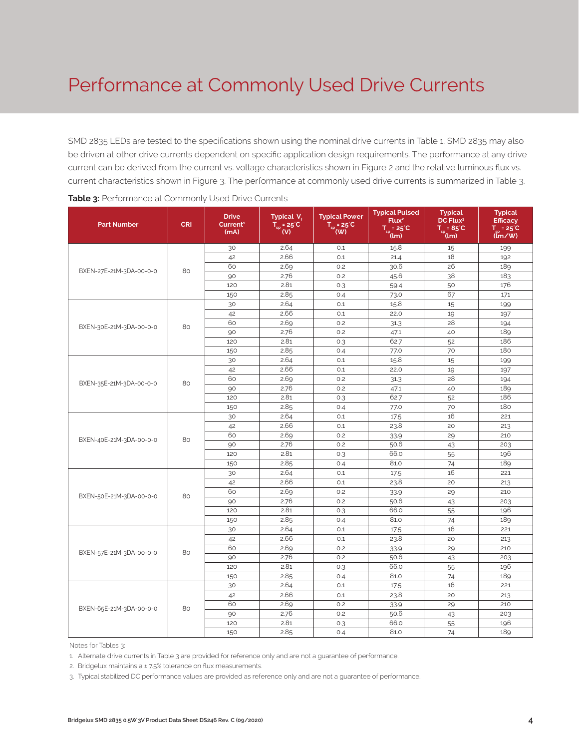# Performance at Commonly Used Drive Currents

SMD 2835 LEDs are tested to the specifications shown using the nominal drive currents in Table 1. SMD 2835 may also be driven at other drive currents dependent on specific application design requirements. The performance at any drive current can be derived from the current vs. voltage characteristics shown in Figure 2 and the relative luminous flux vs. current characteristics shown in Figure 3. The performance at commonly used drive currents is summarized in Table 3.

**Table 3:** Performance at Commonly Used Drive Currents

| Part Number | CRI | Drive Current[1] (mA) | Typical $V_f$ $T_{sp}$ = 25°C (V) | Typical Power $T_{sp}$ = 25°C (W) | Typical Pulsed Flux[2] $T_{sp}$ = 25°C (lm) | Typical DC Flux[3] $T_{sp}$ = 85°C (lm) | Typical Efficacy $T_{sp}$ = 25°C (lm/W) |
|---|---|---|---|---|---|---|---|
| BXEN-27E-21M-3DA-00-0-0 | 80 | 30 | 2.64 | 0.1 | 15.8 | 15 | 199 |
| | | 42 | 2.66 | 0.1 | 21.4 | 18 | 192 |
| | | 60 | 2.69 | 0.2 | 30.6 | 26 | 189 |
| | | 90 | 2.76 | 0.2 | 45.6 | 38 | 183 |
| | | 120 | 2.81 | 0.3 | 59.4 | 50 | 176 |
| | | 150 | 2.85 | 0.4 | 73.0 | 67 | 171 |
| BXEN-30E-21M-3DA-00-0-0 | 80 | 30 | 2.64 | 0.1 | 15.8 | 15 | 199 |
| | | 42 | 2.66 | 0.1 | 22.0 | 19 | 197 |
| | | 60 | 2.69 | 0.2 | 31.3 | 28 | 194 |
| | | 90 | 2.76 | 0.2 | 47.1 | 40 | 189 |
| | | 120 | 2.81 | 0.3 | 62.7 | 52 | 186 |
| | | 150 | 2.85 | 0.4 | 77.0 | 70 | 180 |
| BXEN-35E-21M-3DA-00-0-0 | 80 | 30 | 2.64 | 0.1 | 15.8 | 15 | 199 |
| | | 42 | 2.66 | 0.1 | 22.0 | 19 | 197 |
| | | 60 | 2.69 | 0.2 | 31.3 | 28 | 194 |
| | | 90 | 2.76 | 0.2 | 47.1 | 40 | 189 |
| | | 120 | 2.81 | 0.3 | 62.7 | 52 | 186 |
| | | 150 | 2.85 | 0.4 | 77.0 | 70 | 180 |
| BXEN-40E-21M-3DA-00-0-0 | 80 | 30 | 2.64 | 0.1 | 17.5 | 16 | 221 |
| | | 42 | 2.66 | 0.1 | 23.8 | 20 | 213 |
| | | 60 | 2.69 | 0.2 | 33.9 | 29 | 210 |
| | | 90 | 2.76 | 0.2 | 50.6 | 43 | 203 |
| | | 120 | 2.81 | 0.3 | 66.0 | 55 | 196 |
| | | 150 | 2.85 | 0.4 | 81.0 | 74 | 189 |
| BXEN-50E-21M-3DA-00-0-0 | 80 | 30 | 2.64 | 0.1 | 17.5 | 16 | 221 |
| | | 42 | 2.66 | 0.1 | 23.8 | 20 | 213 |
| | | 60 | 2.69 | 0.2 | 33.9 | 29 | 210 |
| | | 90 | 2.76 | 0.2 | 50.6 | 43 | 203 |
| | | 120 | 2.81 | 0.3 | 66.0 | 55 | 196 |
| | | 150 | 2.85 | 0.4 | 81.0 | 74 | 189 |
| BXEN-57E-21M-3DA-00-0-0 | 80 | 30 | 2.64 | 0.1 | 17.5 | 16 | 221 |
| | | 42 | 2.66 | 0.1 | 23.8 | 20 | 213 |
| | | 60 | 2.69 | 0.2 | 33.9 | 29 | 210 |
| | | 90 | 2.76 | 0.2 | 50.6 | 43 | 203 |
| | | 120 | 2.81 | 0.3 | 66.0 | 55 | 196 |
| | | 150 | 2.85 | 0.4 | 81.0 | 74 | 189 |
| BXEN-65E-21M-3DA-00-0-0 | 80 | 30 | 2.64 | 0.1 | 17.5 | 16 | 221 |
| | | 42 | 2.66 | 0.1 | 23.8 | 20 | 213 |
| | | 60 | 2.69 | 0.2 | 33.9 | 29 | 210 |
| | | 90 | 2.76 | 0.2 | 50.6 | 43 | 203 |
| | | 120 | 2.81 | 0.3 | 66.0 | 55 | 196 |
| | | 150 | 2.85 | 0.4 | 81.0 | 74 | 189 |

Notes for Tables 3:

1. Alternate drive currents in Table 3 are provided for reference only and are not a guarantee of performance.
2. Bridgelux maintains a ± 7.5% tolerance on flux measurements.
3. Typical stabilized DC performance values are provided as reference only and are not a guarantee of performance.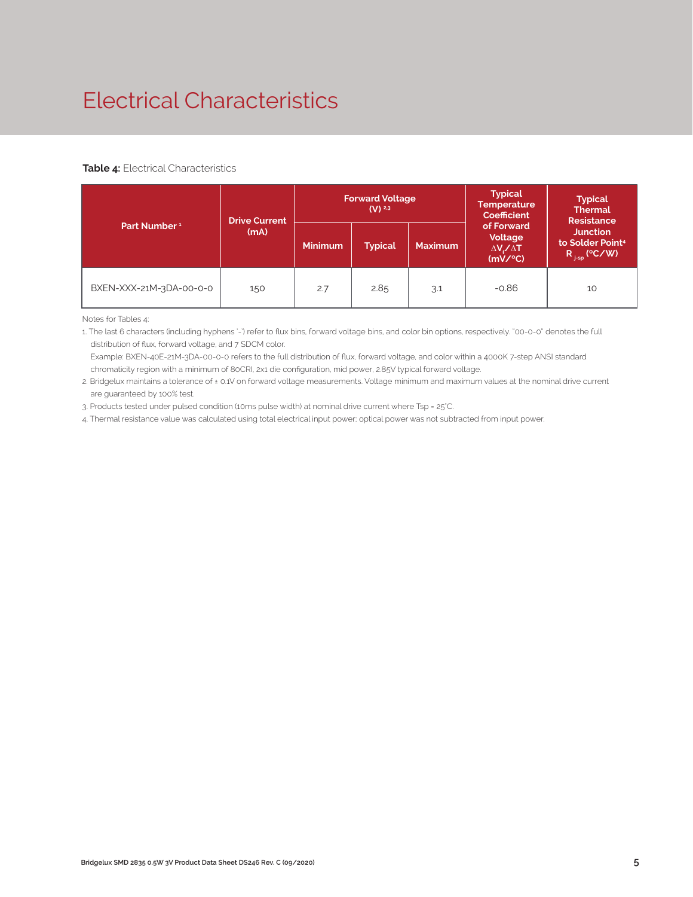# Electrical Characteristics

**Table 4:** Electrical Characteristics

| Part Number [1] | Drive Current (mA) | Forward Voltage (V) [2,3] | | | Typical Temperature Coefficient of Forward Voltage $\Delta V_f/\Delta T$ (mV/°C) | Typical Thermal Resistance Junction to Solder Point[4] $R_{j\text{-}sp}$ (°C/W) |
|---|---|---|---|---|---|---|
| | | Minimum | Typical | Maximum | | |
| BXEN-XXX-21M-3DA-00-0-0 | 150 | 2.7 | 2.85 | 3.1 | -0.86 | 10 |

Notes for Tables 4:

1. The last 6 characters (including hyphens '-') refer to flux bins, forward voltage bins, and color bin options, respectively. "00-0-0" denotes the full distribution of flux, forward voltage, and 7 SDCM color.
   Example: BXEN-40E-21M-3DA-00-0-0 refers to the full distribution of flux, forward voltage, and color within a 4000K 7-step ANSI standard chromaticity region with a minimum of 80CRI, 2x1 die configuration, mid power, 2.85V typical forward voltage.
2. Bridgelux maintains a tolerance of ± 0.1V on forward voltage measurements. Voltage minimum and maximum values at the nominal drive current are guaranteed by 100% test.
3. Products tested under pulsed condition (10ms pulse width) at nominal drive current where Tsp = 25°C.
4. Thermal resistance value was calculated using total electrical input power; optical power was not subtracted from input power.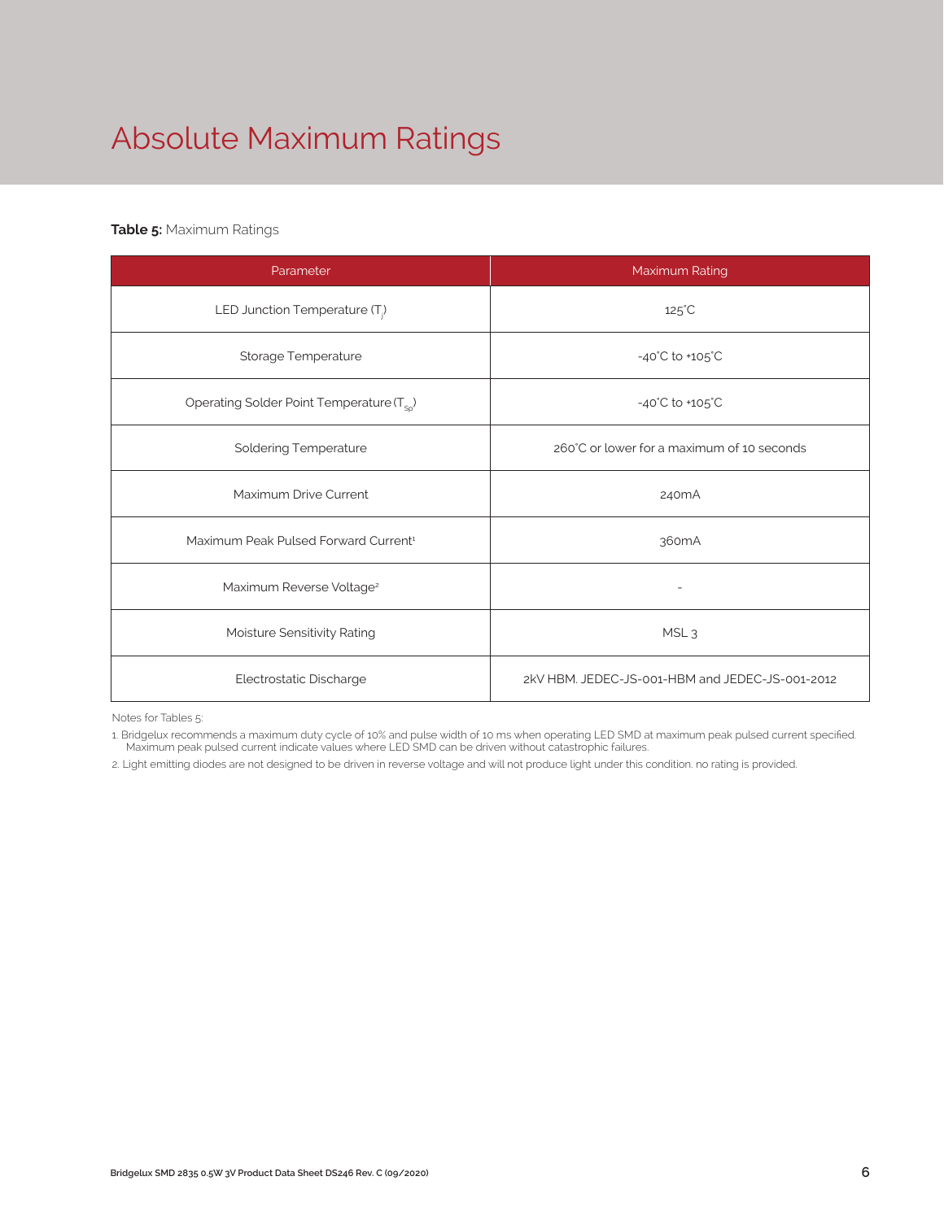# Absolute Maximum Ratings

**Table 5:** Maximum Ratings

| Parameter | Maximum Rating |
|---|---|
| LED Junction Temperature ($T_j$) | 125°C |
| Storage Temperature | -40°C to +105°C |
| Operating Solder Point Temperature ($T_{Sp}$) | -40°C to +105°C |
| Soldering Temperature | 260°C or lower for a maximum of 10 seconds |
| Maximum Drive Current | 240mA |
| Maximum Peak Pulsed Forward Current[1] | 360mA |
| Maximum Reverse Voltage[2] | - |
| Moisture Sensitivity Rating | MSL 3 |
| Electrostatic Discharge | 2kV HBM. JEDEC-JS-001-HBM and JEDEC-JS-001-2012 |

Notes for Tables 5:

1. Bridgelux recommends a maximum duty cycle of 10% and pulse width of 10 ms when operating LED SMD at maximum peak pulsed current specified. Maximum peak pulsed current indicate values where LED SMD can be driven without catastrophic failures.
2. Light emitting diodes are not designed to be driven in reverse voltage and will not produce light under this condition. no rating is provided.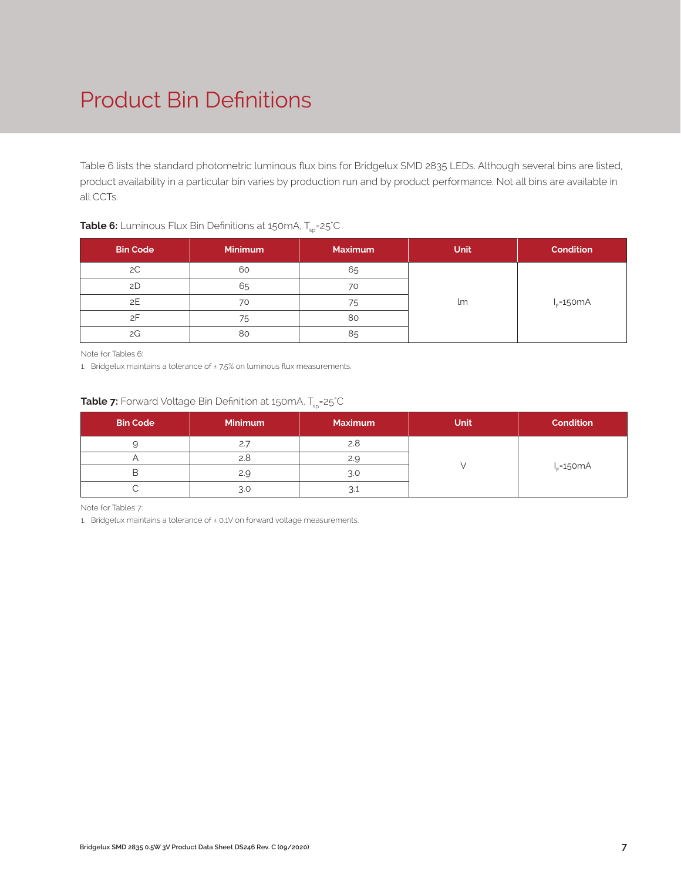# Product Bin Definitions

Table 6 lists the standard photometric luminous flux bins for Bridgelux SMD 2835 LEDs. Although several bins are listed, product availability in a particular bin varies by production run and by product performance. Not all bins are available in all CCTs.

**Table 6:** Luminous Flux Bin Definitions at 150mA, $T_{sp}$=25°C

| Bin Code | Minimum | Maximum | Unit | Condition |
|---|---|---|---|---|
| 2C | 60 | 65 | lm | $I_F$=150mA |
| 2D | 65 | 70 | | |
| 2E | 70 | 75 | | |
| 2F | 75 | 80 | | |
| 2G | 80 | 85 | | |

Note for Tables 6:

1. Bridgelux maintains a tolerance of ± 7.5% on luminous flux measurements.

**Table 7:** Forward Voltage Bin Definition at 150mA, $T_{sp}$=25°C

| Bin Code | Minimum | Maximum | Unit | Condition |
|---|---|---|---|---|
| 9 | 2.7 | 2.8 | V | $I_F$=150mA |
| A | 2.8 | 2.9 | | |
| B | 2.9 | 3.0 | | |
| C | 3.0 | 3.1 | | |

Note for Tables 7:

1. Bridgelux maintains a tolerance of ± 0.1V on forward voltage measurements.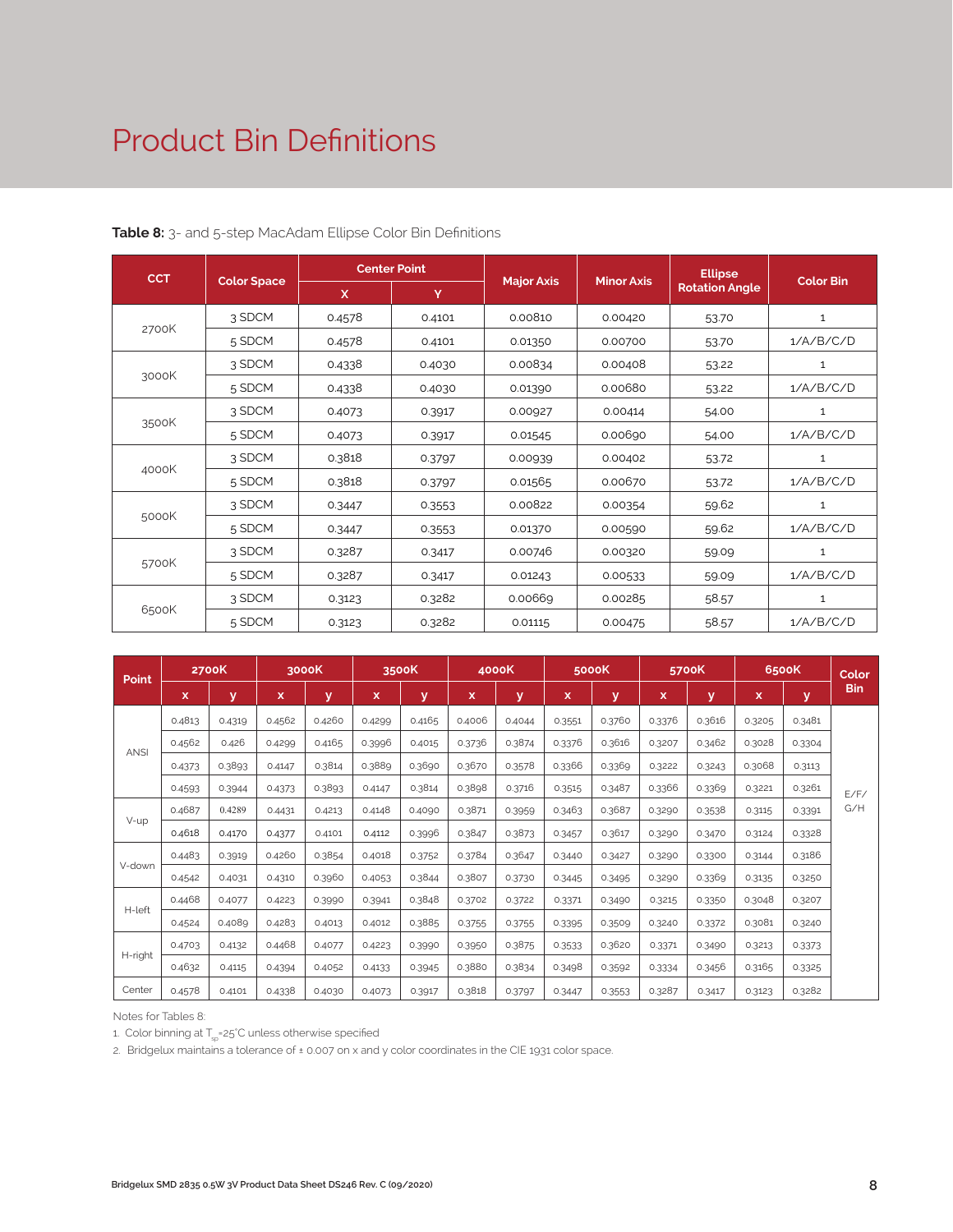# Product Bin Definitions

**Table 8:** 3- and 5-step MacAdam Ellipse Color Bin Definitions

| CCT | Color Space | Center Point | | Major Axis | Minor Axis | Ellipse Rotation Angle | Color Bin |
|---|---|---|---|---|---|---|---|
| | | X | Y | | | | |
| 2700K | 3 SDCM | 0.4578 | 0.4101 | 0.00810 | 0.00420 | 53.70 | 1 |
| | 5 SDCM | 0.4578 | 0.4101 | 0.01350 | 0.00700 | 53.70 | 1/A/B/C/D |
| 3000K | 3 SDCM | 0.4338 | 0.4030 | 0.00834 | 0.00408 | 53.22 | 1 |
| | 5 SDCM | 0.4338 | 0.4030 | 0.01390 | 0.00680 | 53.22 | 1/A/B/C/D |
| 3500K | 3 SDCM | 0.4073 | 0.3917 | 0.00927 | 0.00414 | 54.00 | 1 |
| | 5 SDCM | 0.4073 | 0.3917 | 0.01545 | 0.00690 | 54.00 | 1/A/B/C/D |
| 4000K | 3 SDCM | 0.3818 | 0.3797 | 0.00939 | 0.00402 | 53.72 | 1 |
| | 5 SDCM | 0.3818 | 0.3797 | 0.01565 | 0.00670 | 53.72 | 1/A/B/C/D |
| 5000K | 3 SDCM | 0.3447 | 0.3553 | 0.00822 | 0.00354 | 59.62 | 1 |
| | 5 SDCM | 0.3447 | 0.3553 | 0.01370 | 0.00590 | 59.62 | 1/A/B/C/D |
| 5700K | 3 SDCM | 0.3287 | 0.3417 | 0.00746 | 0.00320 | 59.09 | 1 |
| | 5 SDCM | 0.3287 | 0.3417 | 0.01243 | 0.00533 | 59.09 | 1/A/B/C/D |
| 6500K | 3 SDCM | 0.3123 | 0.3282 | 0.00669 | 0.00285 | 58.57 | 1 |
| | 5 SDCM | 0.3123 | 0.3282 | 0.01115 | 0.00475 | 58.57 | 1/A/B/C/D |

| Point | 2700K | | 3000K | | 3500K | | 4000K | | 5000K | | 5700K | | 6500K | | Color Bin |
|---|---|---|---|---|---|---|---|---|---|---|---|---|---|---|---|
| | x | y | x | y | x | y | x | y | x | y | x | y | x | y | |
| ANSI | 0.4813 | 0.4319 | 0.4562 | 0.4260 | 0.4299 | 0.4165 | 0.4006 | 0.4044 | 0.3551 | 0.3760 | 0.3376 | 0.3616 | 0.3205 | 0.3481 | E/F/G/H |
| | 0.4562 | 0.426 | 0.4299 | 0.4165 | 0.3996 | 0.4015 | 0.3736 | 0.3874 | 0.3376 | 0.3616 | 0.3207 | 0.3462 | 0.3028 | 0.3304 | |
| | 0.4373 | 0.3893 | 0.4147 | 0.3814 | 0.3889 | 0.3690 | 0.3670 | 0.3578 | 0.3366 | 0.3369 | 0.3222 | 0.3243 | 0.3068 | 0.3113 | |
| | 0.4593 | 0.3944 | 0.4373 | 0.3893 | 0.4147 | 0.3814 | 0.3898 | 0.3716 | 0.3515 | 0.3487 | 0.3366 | 0.3369 | 0.3221 | 0.3261 | |
| V-up | 0.4687 | 0.4289 | 0.4431 | 0.4213 | 0.4148 | 0.4090 | 0.3871 | 0.3959 | 0.3463 | 0.3687 | 0.3290 | 0.3538 | 0.3115 | 0.3391 | |
| | 0.4618 | 0.4170 | 0.4377 | 0.4101 | 0.4112 | 0.3996 | 0.3847 | 0.3873 | 0.3457 | 0.3617 | 0.3290 | 0.3470 | 0.3124 | 0.3328 | |
| V-down | 0.4483 | 0.3919 | 0.4260 | 0.3854 | 0.4018 | 0.3752 | 0.3784 | 0.3647 | 0.3440 | 0.3427 | 0.3290 | 0.3300 | 0.3144 | 0.3186 | |
| | 0.4542 | 0.4031 | 0.4310 | 0.3960 | 0.4053 | 0.3844 | 0.3807 | 0.3730 | 0.3445 | 0.3495 | 0.3290 | 0.3369 | 0.3135 | 0.3250 | |
| H-left | 0.4468 | 0.4077 | 0.4223 | 0.3990 | 0.3941 | 0.3848 | 0.3702 | 0.3722 | 0.3371 | 0.3490 | 0.3215 | 0.3350 | 0.3048 | 0.3207 | |
| | 0.4524 | 0.4089 | 0.4283 | 0.4013 | 0.4012 | 0.3885 | 0.3755 | 0.3755 | 0.3395 | 0.3509 | 0.3240 | 0.3372 | 0.3081 | 0.3240 | |
| H-right | 0.4703 | 0.4132 | 0.4468 | 0.4077 | 0.4223 | 0.3990 | 0.3950 | 0.3875 | 0.3533 | 0.3620 | 0.3371 | 0.3490 | 0.3213 | 0.3373 | |
| | 0.4632 | 0.4115 | 0.4394 | 0.4052 | 0.4133 | 0.3945 | 0.3880 | 0.3834 | 0.3498 | 0.3592 | 0.3334 | 0.3456 | 0.3165 | 0.3325 | |
| Center | 0.4578 | 0.4101 | 0.4338 | 0.4030 | 0.4073 | 0.3917 | 0.3818 | 0.3797 | 0.3447 | 0.3553 | 0.3287 | 0.3417 | 0.3123 | 0.3282 | |

Notes for Tables 8:

1. Color binning at $T_{sp}$=25°C unless otherwise specified
2. Bridgelux maintains a tolerance of ± 0.007 on x and y color coordinates in the CIE 1931 color space.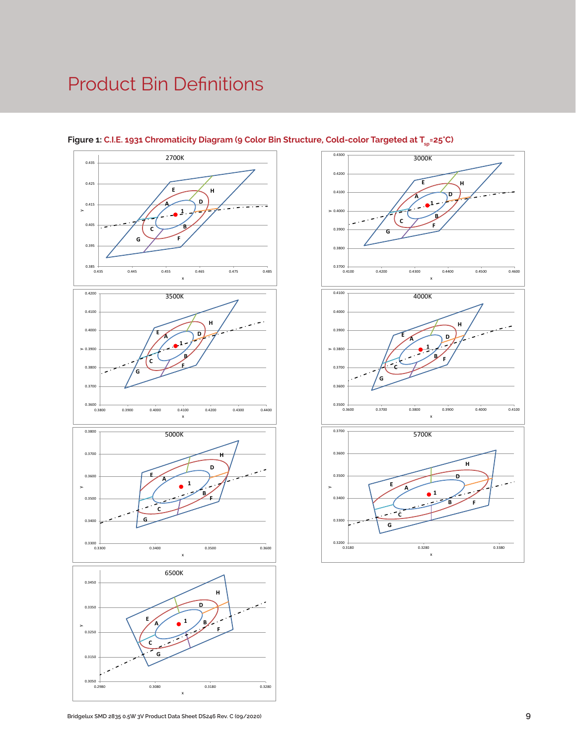# Product Bin Definitions

**Figure 1:** C.I.E. 1931 Chromaticity Diagram (9 Color Bin Structure, Cold-color Targeted at $T_{sp}$=25°C)

2700K

3000K

3500K

4000K

5000K

5700K

6500K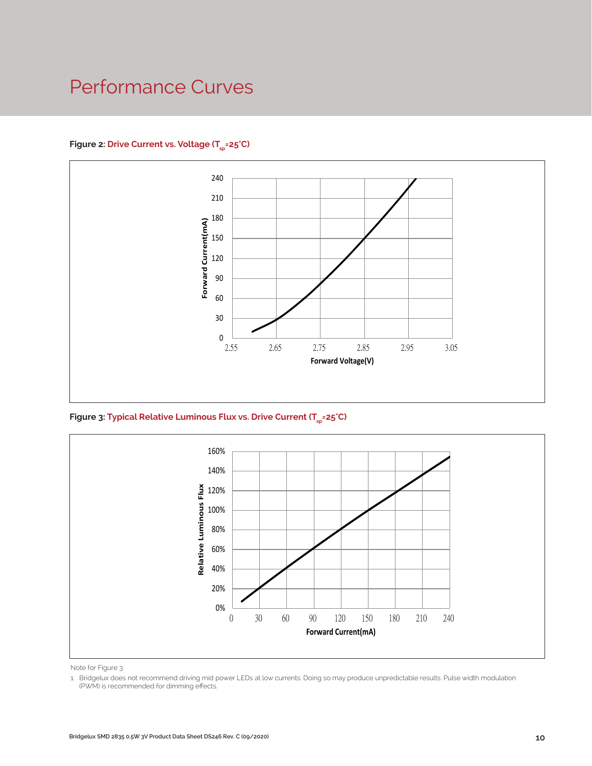# Performance Curves

**Figure 2:** **Drive Current vs. Voltage ($T_{sp}$=25°C)**

**Figure 3:** **Typical Relative Luminous Flux vs. Drive Current ($T_{sp}$=25°C)**

Note for Figure 3:

1. Bridgelux does not recommend driving mid power LEDs at low currents. Doing so may produce unpredictable results. Pulse width modulation (PWM) is recommended for dimming effects.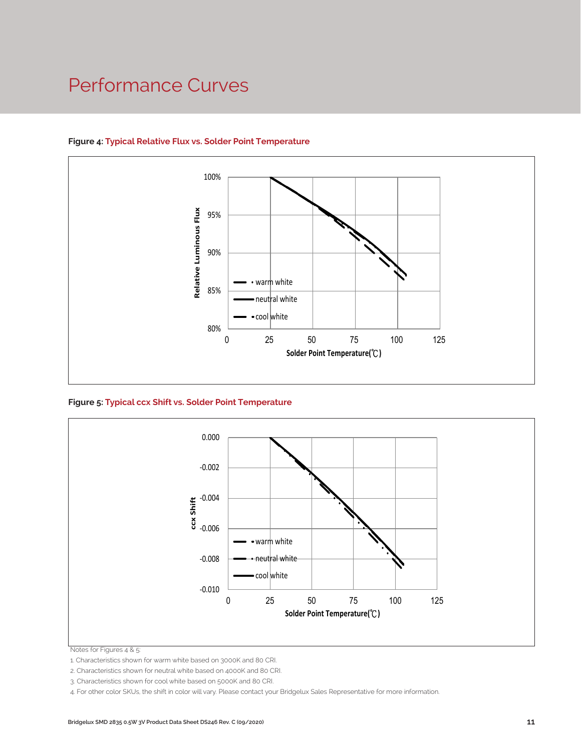# Performance Curves

**Figure 4: Typical Relative Flux vs. Solder Point Temperature**

Relative Luminous Flux

100%
95%
90%
85%
80%

0 25 50 75 100 125

Solder Point Temperature(℃)

warm white
neutral white
cool white

**Figure 5: Typical ccx Shift vs. Solder Point Temperature**

ccx Shift

0.000
-0.002
-0.004
-0.006
-0.008
-0.010

0 25 50 75 100 125

Solder Point Temperature(℃)

warm white
neutral white
cool white

Notes for Figures 4 & 5:

1. Characteristics shown for warm white based on 3000K and 80 CRI.
2. Characteristics shown for neutral white based on 4000K and 80 CRI.
3. Characteristics shown for cool white based on 5000K and 80 CRI.
4. For other color SKUs, the shift in color will vary. Please contact your Bridgelux Sales Representative for more information.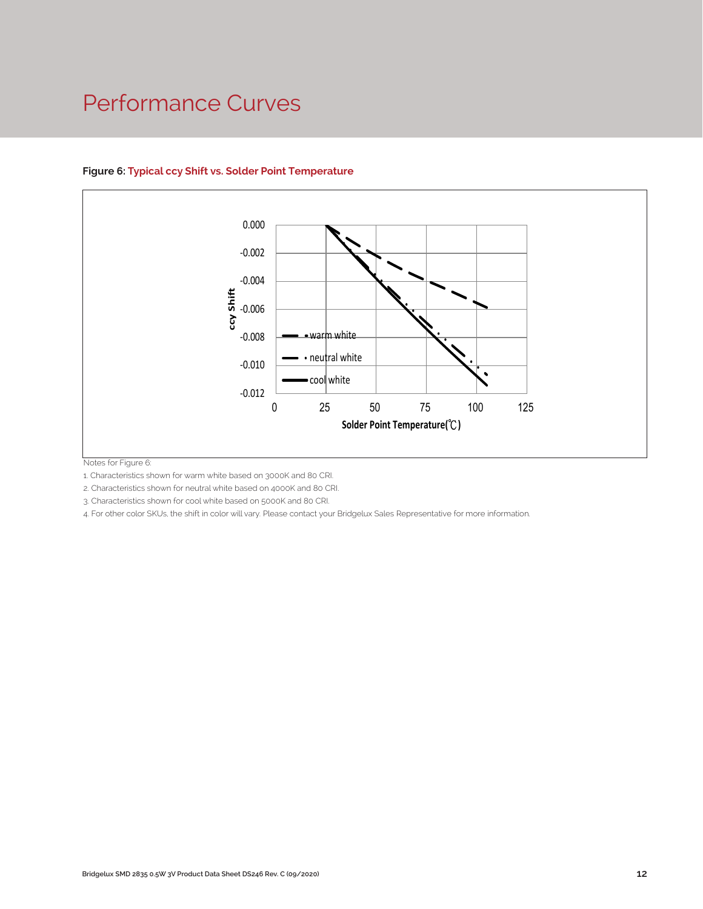# Performance Curves

**Figure 6: Typical ccy Shift vs. Solder Point Temperature**

Notes for Figure 6:

1. Characteristics shown for warm white based on 3000K and 80 CRI.
2. Characteristics shown for neutral white based on 4000K and 80 CRI.
3. Characteristics shown for cool white based on 5000K and 80 CRI.
4. For other color SKUs, the shift in color will vary. Please contact your Bridgelux Sales Representative for more information.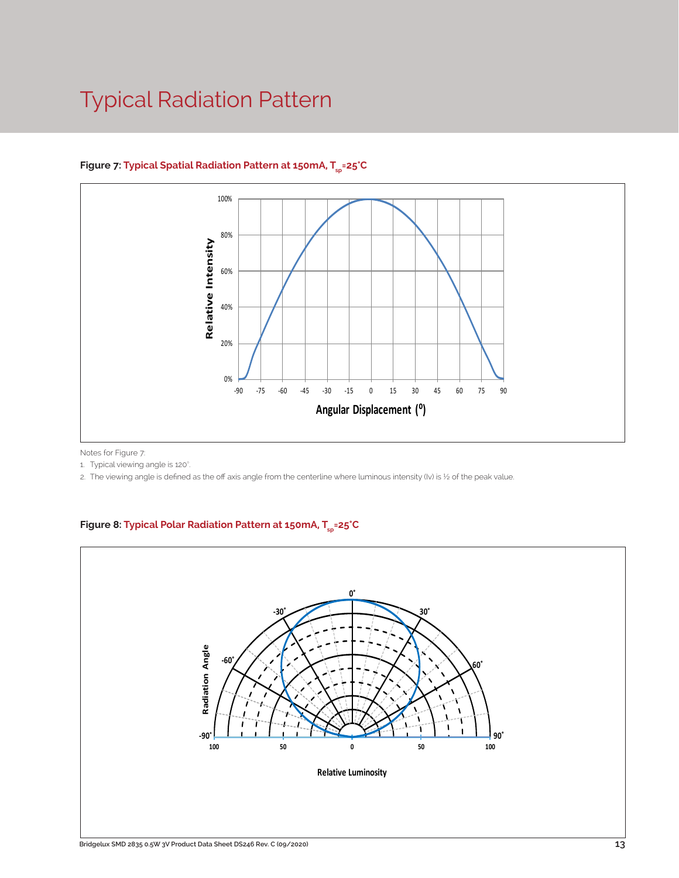# Typical Radiation Pattern

**Figure 7: Typical Spatial Radiation Pattern at 150mA, $T_{sp}$=25°C**

Notes for Figure 7:

1. Typical viewing angle is 120°.
2. The viewing angle is defined as the off axis angle from the centerline where luminous intensity (Iv) is ½ of the peak value.

**Figure 8: Typical Polar Radiation Pattern at 150mA, $T_{sp}$=25°C**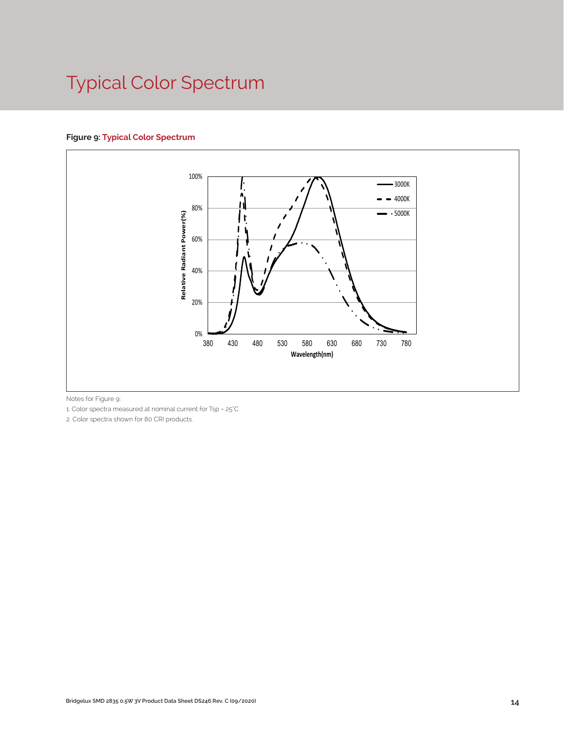# Typical Color Spectrum

**Figure 9: Typical Color Spectrum**

Notes for Figure 9:

1. Color spectra measured at nominal current for Tsp = 25°C
2. Color spectra shown for 80 CRI products.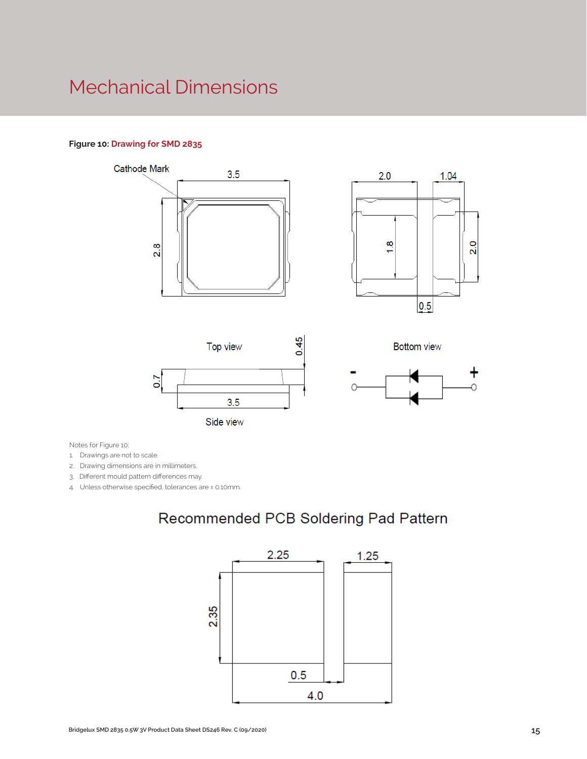# Mechanical Dimensions

**Figure 10:** **Drawing for SMD 2835**

Notes for Figure 10:

1. Drawings are not to scale.
2. Drawing dimensions are in millimeters.
3. Different mould pattern differences may.
4. Unless otherwise specified, tolerances are ± 0.10mm.

## Recommended PCB Soldering Pad Pattern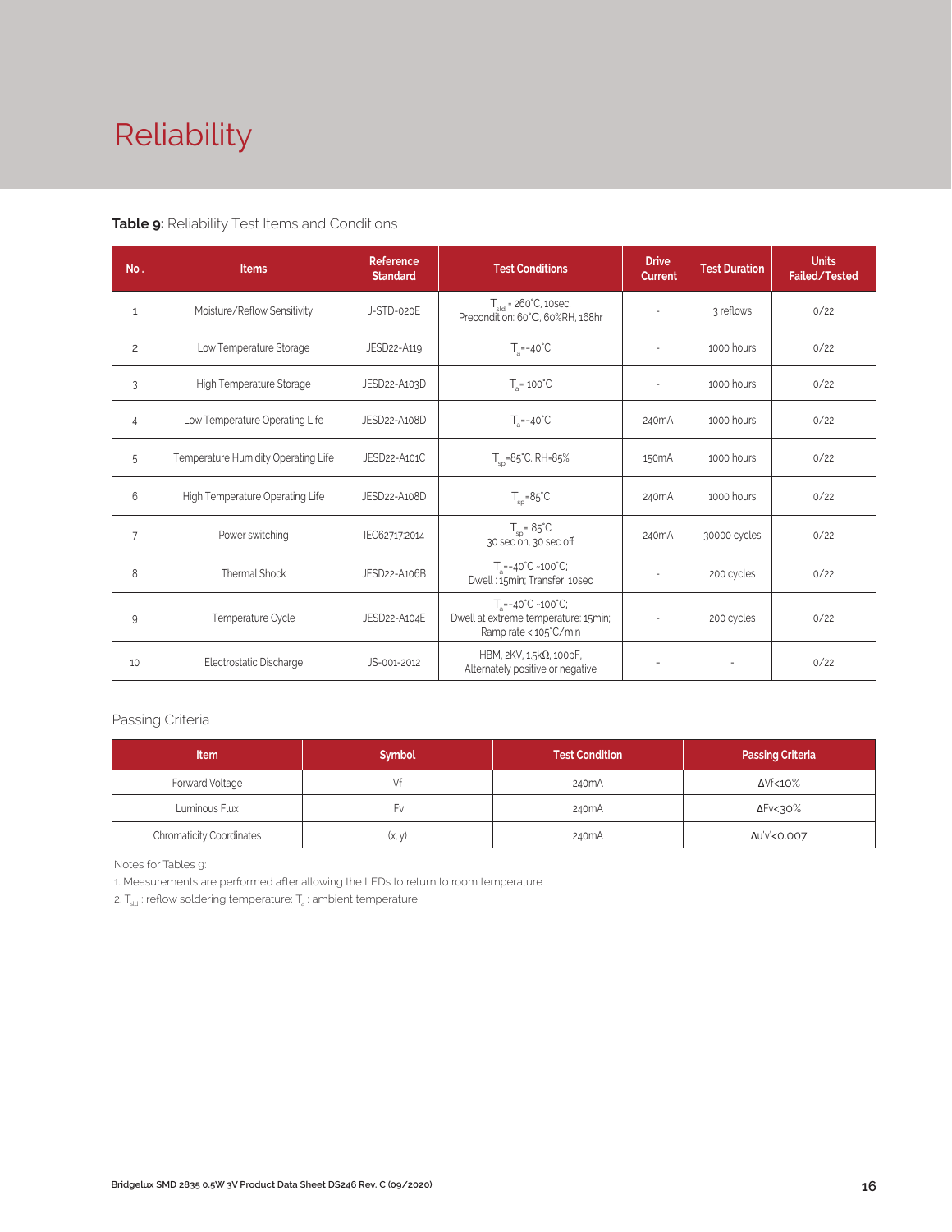# Reliability

**Table 9:** Reliability Test Items and Conditions

| No. | Items | Reference Standard | Test Conditions | Drive Current | Test Duration | Units Failed/Tested |
|---|---|---|---|---|---|---|
| 1 | Moisture/Reflow Sensitivity | J-STD-020E | $T_{sld}$ = 260°C, 10sec, Precondition: 60°C, 60%RH, 168hr | - | 3 reflows | 0/22 |
| 2 | Low Temperature Storage | JESD22-A119 | $T_a$=-40°C | - | 1000 hours | 0/22 |
| 3 | High Temperature Storage | JESD22-A103D | $T_a$= 100°C | - | 1000 hours | 0/22 |
| 4 | Low Temperature Operating Life | JESD22-A108D | $T_a$=-40°C | 240mA | 1000 hours | 0/22 |
| 5 | Temperature Humidity Operating Life | JESD22-A101C | $T_{sp}$=85°C, RH=85% | 150mA | 1000 hours | 0/22 |
| 6 | High Temperature Operating Life | JESD22-A108D | $T_{sp}$=85°C | 240mA | 1000 hours | 0/22 |
| 7 | Power switching | IEC62717:2014 | $T_{sp}$= 85°C 30 sec on, 30 sec off | 240mA | 30000 cycles | 0/22 |
| 8 | Thermal Shock | JESD22-A106B | $T_a$=-40°C ~100°C; Dwell : 15min; Transfer: 10sec | - | 200 cycles | 0/22 |
| 9 | Temperature Cycle | JESD22-A104E | $T_a$=-40°C ~100°C; Dwell at extreme temperature: 15min; Ramp rate < 105°C/min | - | 200 cycles | 0/22 |
| 10 | Electrostatic Discharge | JS-001-2012 | HBM, 2KV, 1.5kΩ, 100pF, Alternately positive or negative | - | - | 0/22 |

Passing Criteria

| Item | Symbol | Test Condition | Passing Criteria |
|---|---|---|---|
| Forward Voltage | Vf | 240mA | ΔVf<10% |
| Luminous Flux | Fv | 240mA | ΔFv<30% |
| Chromaticity Coordinates | (x, y) | 240mA | Δu'v'<0.007 |

Notes for Tables 9:

1. Measurements are performed after allowing the LEDs to return to room temperature
2. $T_{sld}$ : reflow soldering temperature; $T_a$ : ambient temperature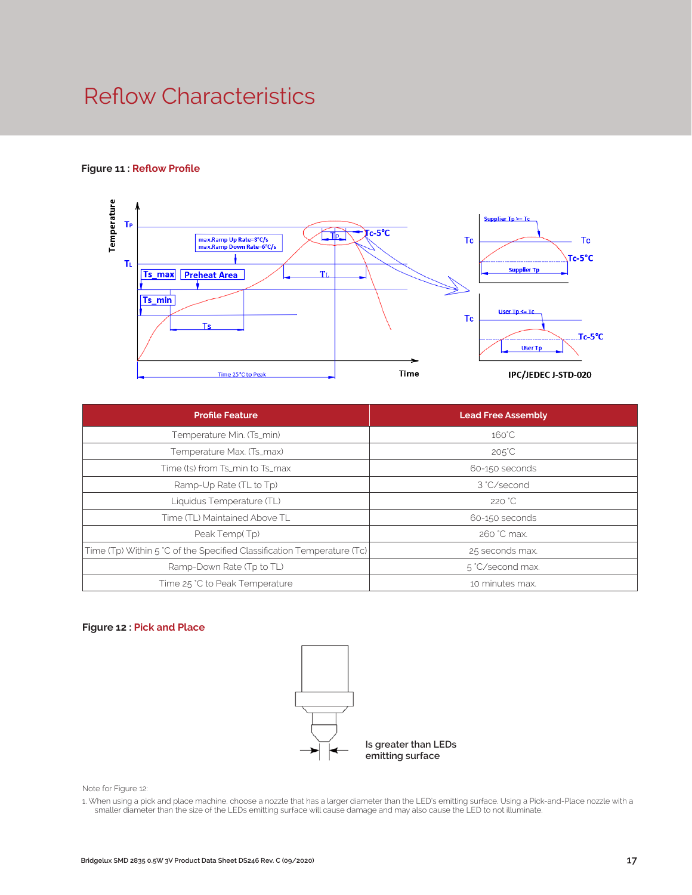# Reflow Characteristics

**Figure 11 :** Reflow Profile

| Profile Feature | Lead Free Assembly |
|---|---|
| Temperature Min. (Ts_min) | 160˚C |
| Temperature Max. (Ts_max) | 205˚C |
| Time (ts) from Ts_min to Ts_max | 60-150 seconds |
| Ramp-Up Rate (TL to Tp) | 3 ˚C/second |
| Liquidus Temperature (TL) | 220 ˚C |
| Time (TL) Maintained Above TL | 60-150 seconds |
| Peak Temp( Tp) | 260 ˚C max. |
| Time (Tp) Within 5 ˚C of the Specified Classification Temperature (Tc) | 25 seconds max. |
| Ramp-Down Rate (Tp to TL) | 5 ˚C/second max. |
| Time 25 ˚C to Peak Temperature | 10 minutes max. |

**Figure 12 :** Pick and Place

Is greater than LEDs emitting surface

Note for Figure 12:

1. When using a pick and place machine, choose a nozzle that has a larger diameter than the LED's emitting surface. Using a Pick-and-Place nozzle with a smaller diameter than the size of the LEDs emitting surface will cause damage and may also cause the LED to not illuminate.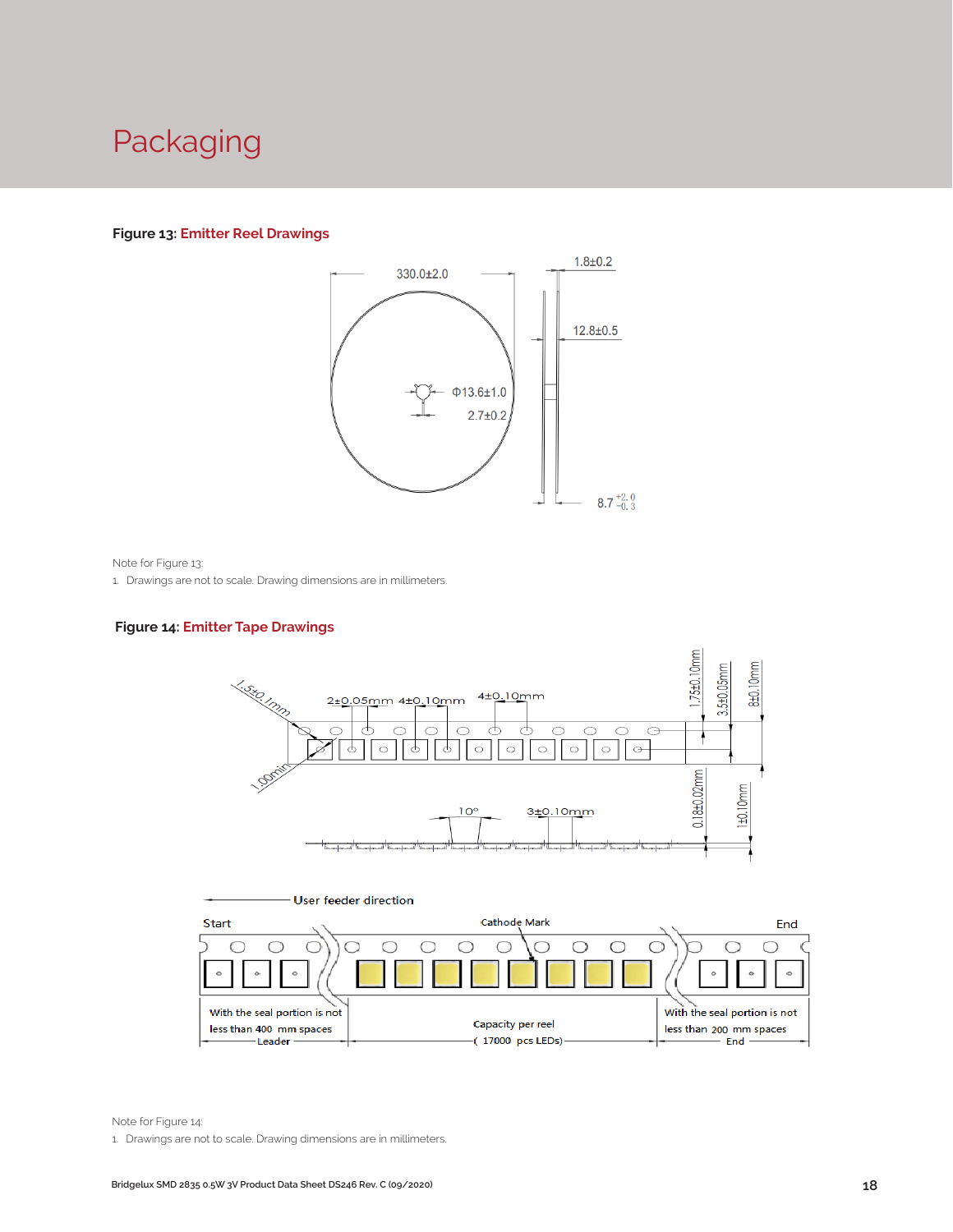# Packaging

**Figure 13: Emitter Reel Drawings**

Note for Figure 13:

1. Drawings are not to scale. Drawing dimensions are in millimeters.

**Figure 14: Emitter Tape Drawings**

Note for Figure 14:

1. Drawings are not to scale. Drawing dimensions are in millimeters.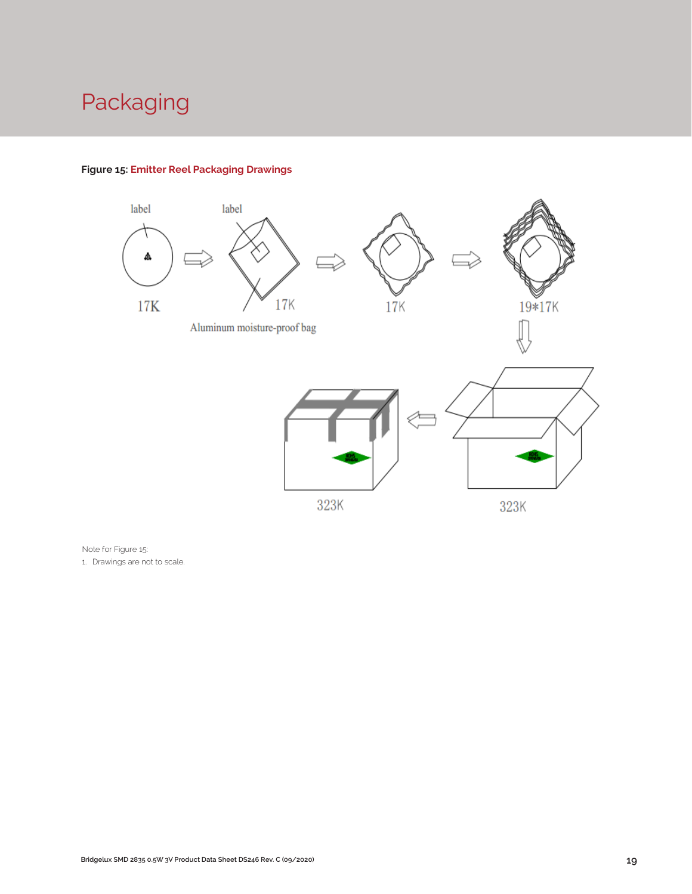# Packaging

**Figure 15: Emitter Reel Packaging Drawings**

label

label

17K

Aluminum moisture-proof bag

17K

17K

19*17K

323K

323K

Note for Figure 15:

1. Drawings are not to scale.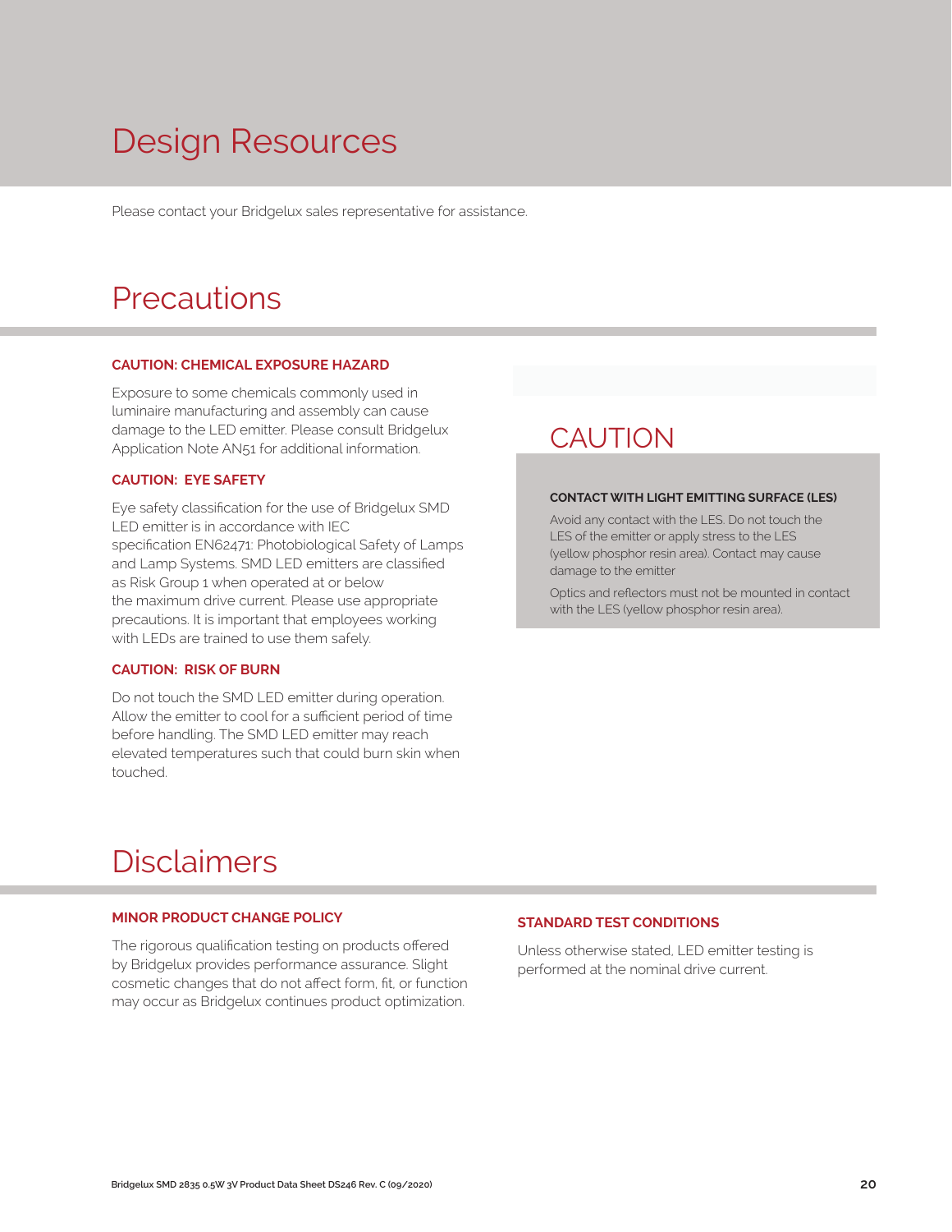# Design Resources

Please contact your Bridgelux sales representative for assistance.

# Precautions

### CAUTION: CHEMICAL EXPOSURE HAZARD

Exposure to some chemicals commonly used in luminaire manufacturing and assembly can cause damage to the LED emitter. Please consult Bridgelux Application Note AN51 for additional information.

### CAUTION: EYE SAFETY

Eye safety classification for the use of Bridgelux SMD LED emitter is in accordance with IEC specification EN62471: Photobiological Safety of Lamps and Lamp Systems. SMD LED emitters are classified as Risk Group 1 when operated at or below the maximum drive current. Please use appropriate precautions. It is important that employees working with LEDs are trained to use them safely.

### CAUTION: RISK OF BURN

Do not touch the SMD LED emitter during operation. Allow the emitter to cool for a sufficient period of time before handling. The SMD LED emitter may reach elevated temperatures such that could burn skin when touched.

## CAUTION

### CONTACT WITH LIGHT EMITTING SURFACE (LES)

Avoid any contact with the LES. Do not touch the LES of the emitter or apply stress to the LES (yellow phosphor resin area). Contact may cause damage to the emitter

Optics and reflectors must not be mounted in contact with the LES (yellow phosphor resin area).

# Disclaimers

### MINOR PRODUCT CHANGE POLICY

The rigorous qualification testing on products offered by Bridgelux provides performance assurance. Slight cosmetic changes that do not affect form, fit, or function may occur as Bridgelux continues product optimization.

### STANDARD TEST CONDITIONS

Unless otherwise stated, LED emitter testing is performed at the nominal drive current.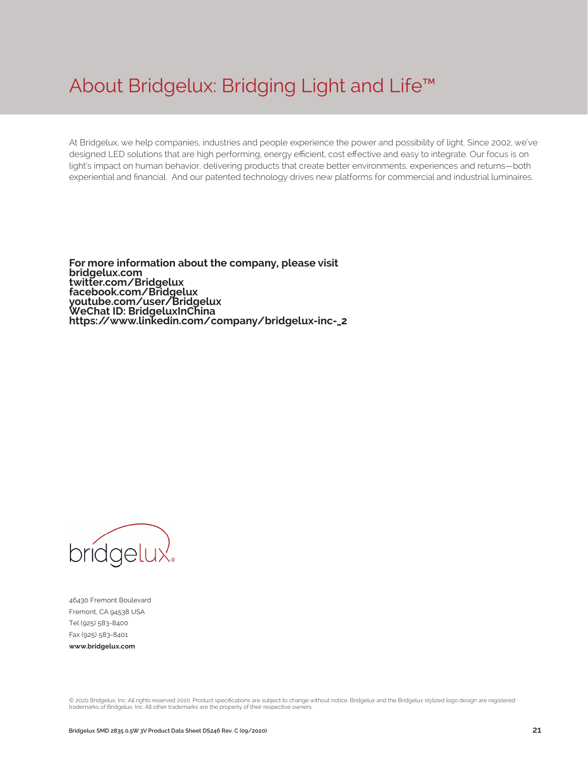# About Bridgelux: Bridging Light and Life™

At Bridgelux, we help companies, industries and people experience the power and possibility of light. Since 2002, we've designed LED solutions that are high performing, energy efficient, cost effective and easy to integrate. Our focus is on light's impact on human behavior, delivering products that create better environments, experiences and returns—both experiential and financial. And our patented technology drives new platforms for commercial and industrial luminaires.

**For more information about the company, please visit**
**bridgelux.com**
**twitter.com/Bridgelux**
**facebook.com/Bridgelux**
**youtube.com/user/Bridgelux**
**WeChat ID: BridgeluxInChina**
**https://www.linkedin.com/company/bridgelux-inc-_2**

46430 Fremont Boulevard
Fremont, CA 94538 USA
Tel (925) 583-8400
Fax (925) 583-8401
**www.bridgelux.com**

© 2020 Bridgelux, Inc. All rights reserved 2020. Product specifications are subject to change without notice. Bridgelux and the Bridgelux stylized logo design are registered trademarks of Bridgelux, Inc. All other trademarks are the property of their respective owners.